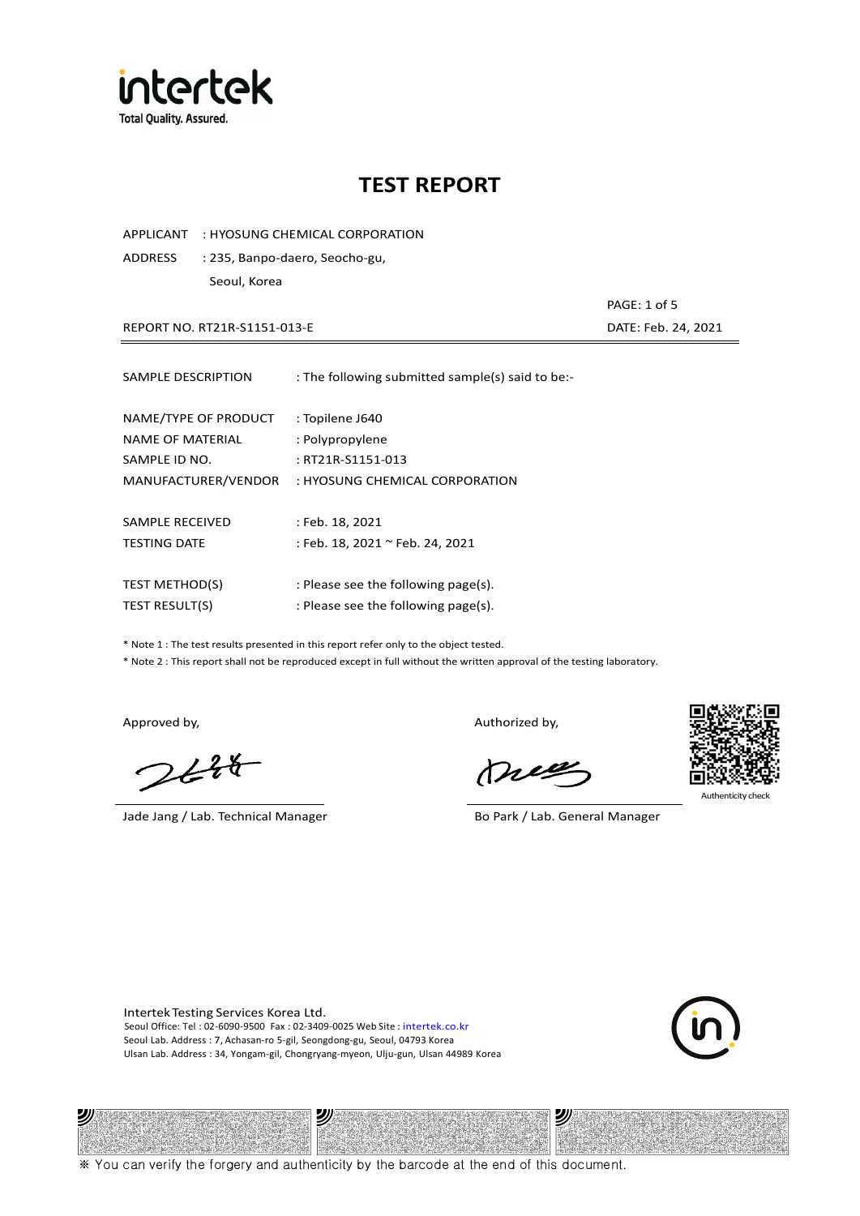# TEST REPORT

APPLICANT : HYOSUNG CHEMICAL CORPORATION

ADDRESS : 235, Banpo-daero, Seocho-gu, Seoul, Korea

REPORT NO. RT21R-S1151-013-E

DATE: Feb. 24, 2021

SAMPLE DESCRIPTION : The following submitted sample(s) said to be:-

NAME/TYPE OF PRODUCT : Topilene J640

NAME OF MATERIAL : Polypropylene

SAMPLE ID NO. : RT21R-S1151-013

MANUFACTURER/VENDOR : HYOSUNG CHEMICAL CORPORATION

SAMPLE RECEIVED : Feb. 18, 2021

TESTING DATE : Feb. 18, 2021 ~ Feb. 24, 2021

TEST METHOD(S) : Please see the following page(s).

TEST RESULT(S) : Please see the following page(s).

* Note 1 : The test results presented in this report refer only to the object tested.
* Note 2 : This report shall not be reproduced except in full without the written approval of the testing laboratory.

Approved by,

Jade Jang / Lab. Technical Manager

Authorized by,

Bo Park / Lab. General Manager

Authenticity check

Intertek Testing Services Korea Ltd.
Seoul Office: Tel : 02-6090-9500 Fax : 02-3409-0025 Web Site : intertek.co.kr
Seoul Lab. Address : 7, Achasan-ro 5-gil, Seongdong-gu, Seoul, 04793 Korea
Ulsan Lab. Address : 34, Yongam-gil, Chongryang-myeon, Ulju-gun, Ulsan 44989 Korea

※ You can verify the forgery and authenticity by the barcode at the end of this document.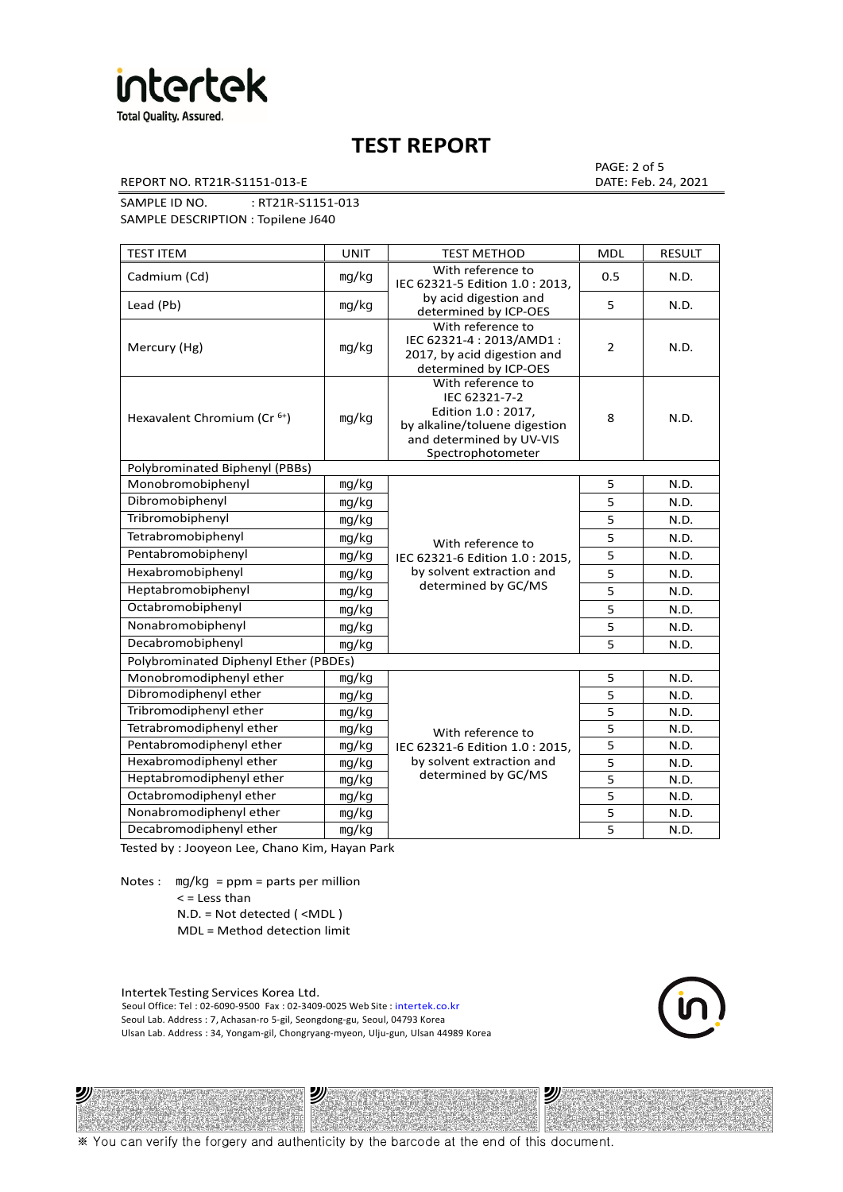# TEST REPORT

REPORT NO. RT21R-S1151-013-E

PAGE: 2 of 5
DATE: Feb. 24, 2021

SAMPLE ID NO. : RT21R-S1151-013
SAMPLE DESCRIPTION : Topilene J640

| TEST ITEM | UNIT | TEST METHOD | MDL | RESULT |
|---|---|---|---|---|
| Cadmium (Cd) | mg/kg | With reference to IEC 62321-5 Edition 1.0 : 2013, by acid digestion and determined by ICP-OES | 0.5 | N.D. |
| Lead (Pb) | mg/kg | | 5 | N.D. |
| Mercury (Hg) | mg/kg | With reference to IEC 62321-4 : 2013/AMD1 : 2017, by acid digestion and determined by ICP-OES | 2 | N.D. |
| Hexavalent Chromium ($Cr^{6+}$) | mg/kg | With reference to IEC 62321-7-2 Edition 1.0 : 2017, by alkaline/toluene digestion and determined by UV-VIS Spectrophotometer | 8 | N.D. |
| Polybrominated Biphenyl (PBBs) | | | | |
| Monobromobiphenyl | mg/kg | With reference to IEC 62321-6 Edition 1.0 : 2015, by solvent extraction and determined by GC/MS | 5 | N.D. |
| Dibromobiphenyl | mg/kg | | 5 | N.D. |
| Tribromobiphenyl | mg/kg | | 5 | N.D. |
| Tetrabromobiphenyl | mg/kg | | 5 | N.D. |
| Pentabromobiphenyl | mg/kg | | 5 | N.D. |
| Hexabromobiphenyl | mg/kg | | 5 | N.D. |
| Heptabromobiphenyl | mg/kg | | 5 | N.D. |
| Octabromobiphenyl | mg/kg | | 5 | N.D. |
| Nonabromobiphenyl | mg/kg | | 5 | N.D. |
| Decabromobiphenyl | mg/kg | | 5 | N.D. |
| Polybrominated Diphenyl Ether (PBDEs) | | | | |
| Monobromodiphenyl ether | mg/kg | With reference to IEC 62321-6 Edition 1.0 : 2015, by solvent extraction and determined by GC/MS | 5 | N.D. |
| Dibromodiphenyl ether | mg/kg | | 5 | N.D. |
| Tribromodiphenyl ether | mg/kg | | 5 | N.D. |
| Tetrabromodiphenyl ether | mg/kg | | 5 | N.D. |
| Pentabromodiphenyl ether | mg/kg | | 5 | N.D. |
| Hexabromodiphenyl ether | mg/kg | | 5 | N.D. |
| Heptabromodiphenyl ether | mg/kg | | 5 | N.D. |
| Octabromodiphenyl ether | mg/kg | | 5 | N.D. |
| Nonabromodiphenyl ether | mg/kg | | 5 | N.D. |
| Decabromodiphenyl ether | mg/kg | | 5 | N.D. |

Tested by : Jooyeon Lee, Chano Kim, Hayan Park

Notes : mg/kg = ppm = parts per million
< = Less than
N.D. = Not detected ( <MDL )
MDL = Method detection limit

Intertek Testing Services Korea Ltd.
Seoul Office: Tel : 02-6090-9500 Fax : 02-3409-0025 Web Site : intertek.co.kr
Seoul Lab. Address : 7, Achasan-ro 5-gil, Seongdong-gu, Seoul, 04793 Korea
Ulsan Lab. Address : 34, Yongam-gil, Chongryang-myeon, Ulju-gun, Ulsan 44989 Korea

※ You can verify the forgery and authenticity by the barcode at the end of this document.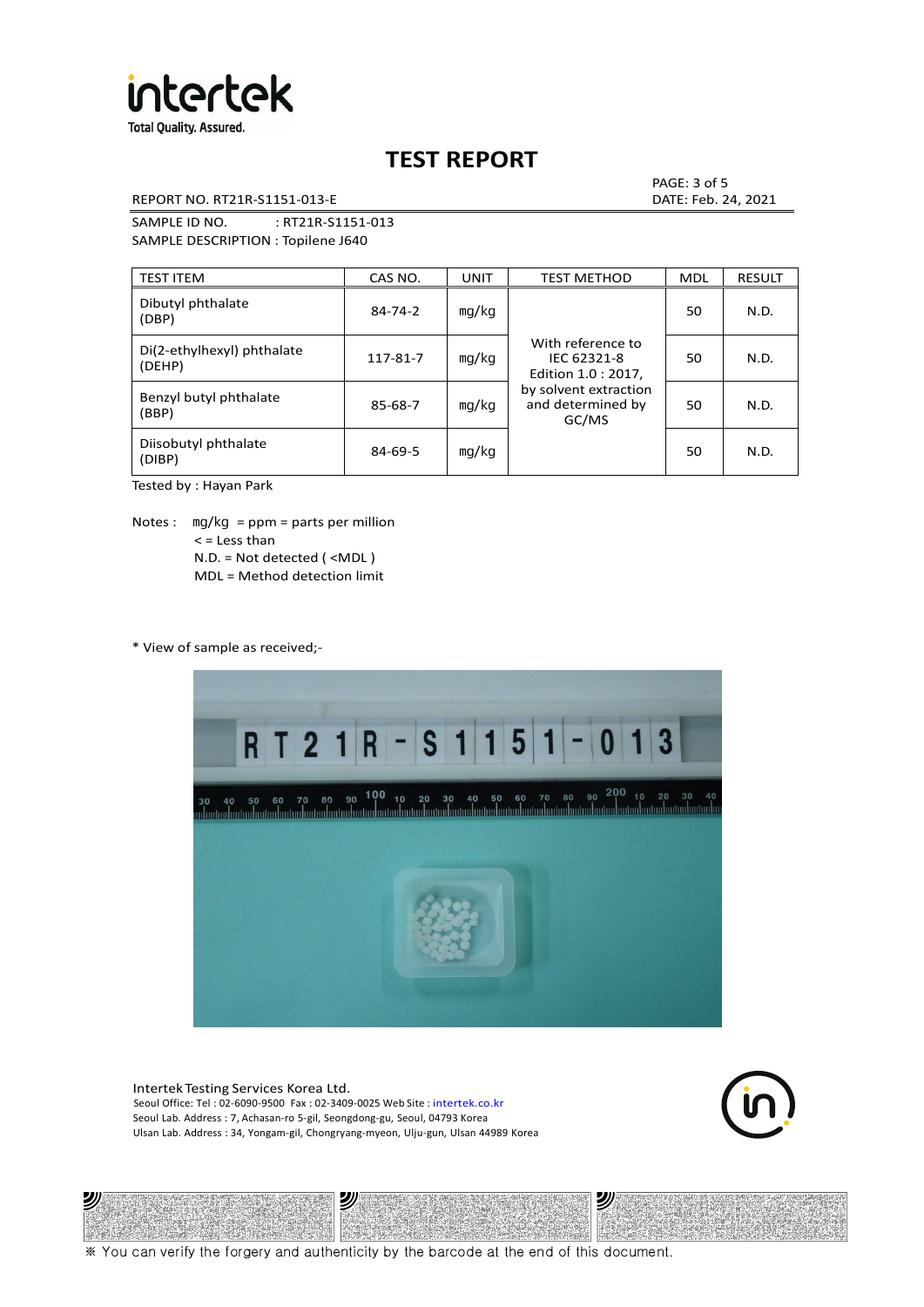# TEST REPORT

REPORT NO. RT21R-S1151-013-E

DATE: Feb. 24, 2021

SAMPLE ID NO. : RT21R-S1151-013

SAMPLE DESCRIPTION : Topilene J640

| TEST ITEM | CAS NO. | UNIT | TEST METHOD | MDL | RESULT |
|---|---|---|---|---|---|
| Dibutyl phthalate (DBP) | 84-74-2 | mg/kg | With reference to IEC 62321-8 Edition 1.0 : 2017, by solvent extraction and determined by GC/MS | 50 | N.D. |
| Di(2-ethylhexyl) phthalate (DEHP) | 117-81-7 | mg/kg | | 50 | N.D. |
| Benzyl butyl phthalate (BBP) | 85-68-7 | mg/kg | | 50 | N.D. |
| Diisobutyl phthalate (DIBP) | 84-69-5 | mg/kg | | 50 | N.D. |

Tested by : Hayan Park

Notes : mg/kg = ppm = parts per million
< = Less than
N.D. = Not detected ( <MDL )
MDL = Method detection limit

* View of sample as received;-

Intertek Testing Services Korea Ltd.
Seoul Office: Tel : 02-6090-9500 Fax : 02-3409-0025 Web Site : intertek.co.kr
Seoul Lab. Address : 7, Achasan-ro 5-gil, Seongdong-gu, Seoul, 04793 Korea
Ulsan Lab. Address : 34, Yongam-gil, Chongryang-myeon, Ulju-gun, Ulsan 44989 Korea

※ You can verify the forgery and authenticity by the barcode at the end of this document.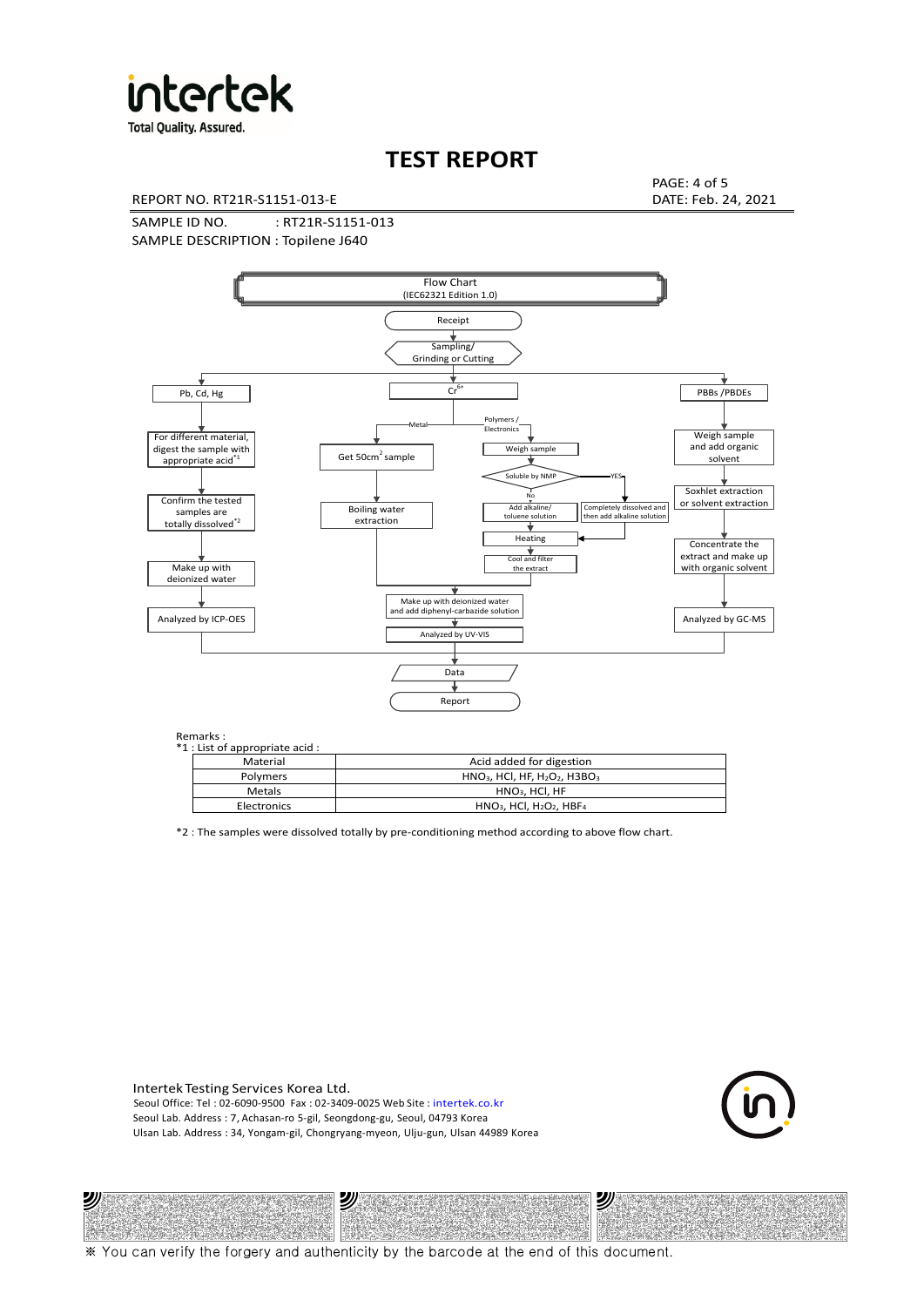# TEST REPORT

REPORT NO. RT21R-S1151-013-E

DATE: Feb. 24, 2021

SAMPLE ID NO. : RT21R-S1151-013

SAMPLE DESCRIPTION : Topilene J640

Flow Chart
(IEC62321 Edition 1.0)

Receipt → Sampling/ Grinding or Cutting

- Pb, Cd, Hg → For different material, digest the sample with appropriate acid*1 → Confirm the tested samples are totally dissolved*2 → Make up with deionized water → Analyzed by ICP-OES
- $Cr^{6+}$
  - Metal → Get 50cm² sample → Boiling water extraction → Make up with deionized water and add diphenyl-carbazide solution → Analyzed by UV-VIS
  - Polymers / Electronics → Weigh sample → Soluble by NMP
    - No → Add alkaline/ toluene solution → Heating
    - YES → Completely dissolved and then add alkaline solution → Heating
    - Heating → Cool and filter the extract → Make up with deionized water and add diphenyl-carbazide solution → Analyzed by UV-VIS
- PBBs /PBDEs → Weigh sample and add organic solvent → Soxhlet extraction or solvent extraction → Concentrate the extract and make up with organic solvent → Analyzed by GC-MS

→ Data → Report

Remarks :

*1 : List of appropriate acid :

| Material | Acid added for digestion |
|---|---|
| Polymers | $HNO_3$, HCl, HF, $H_2O_2$, $H3BO_3$ |
| Metals | $HNO_3$, HCl, HF |
| Electronics | $HNO_3$, HCl, $H_2O_2$, $HBF_4$ |

*2 : The samples were dissolved totally by pre-conditioning method according to above flow chart.

Intertek Testing Services Korea Ltd.
Seoul Office: Tel : 02-6090-9500 Fax : 02-3409-0025 Web Site : intertek.co.kr
Seoul Lab. Address : 7, Achasan-ro 5-gil, Seongdong-gu, Seoul, 04793 Korea
Ulsan Lab. Address : 34, Yongam-gil, Chongryang-myeon, Ulju-gun, Ulsan 44989 Korea

※ You can verify the forgery and authenticity by the barcode at the end of this document.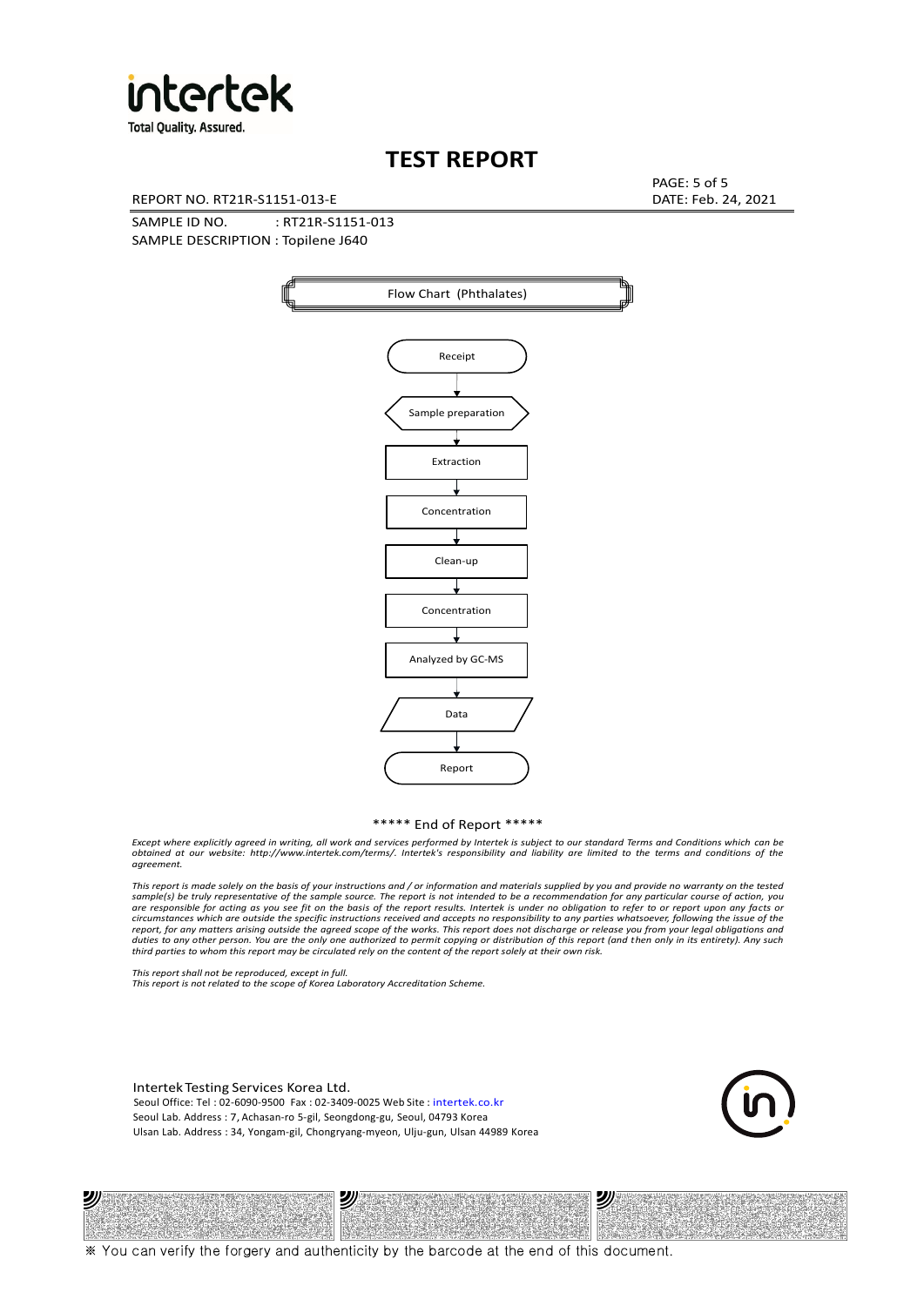# TEST REPORT

REPORT NO. RT21R-S1151-013-E

PAGE: 5 of 5
DATE: Feb. 24, 2021

SAMPLE ID NO. : RT21R-S1151-013
SAMPLE DESCRIPTION : Topilene J640

Flow Chart (Phthalates)

Receipt

Sample preparation

Extraction

Concentration

Clean-up

Concentration

Analyzed by GC-MS

Data

Report

***** End of Report *****

*Except where explicitly agreed in writing, all work and services performed by Intertek is subject to our standard Terms and Conditions which can be obtained at our website: http://www.intertek.com/terms/. Intertek's responsibility and liability are limited to the terms and conditions of the agreement.*

*This report is made solely on the basis of your instructions and / or information and materials supplied by you and provide no warranty on the tested sample(s) be truly representative of the sample source. The report is not intended to be a recommendation for any particular course of action, you are responsible for acting as you see fit on the basis of the report results. Intertek is under no obligation to refer to or report upon any facts or circumstances which are outside the specific instructions received and accepts no responsibility to any parties whatsoever, following the issue of the report, for any matters arising outside the agreed scope of the works. This report does not discharge or release you from your legal obligations and duties to any other person. You are the only one authorized to permit copying or distribution of this report (and then only in its entirety). Any such third parties to whom this report may be circulated rely on the content of the report solely at their own risk.*

*This report shall not be reproduced, except in full.*
*This report is not related to the scope of Korea Laboratory Accreditation Scheme.*

Intertek Testing Services Korea Ltd.
Seoul Office: Tel : 02-6090-9500 Fax : 02-3409-0025 Web Site : intertek.co.kr
Seoul Lab. Address : 7, Achasan-ro 5-gil, Seongdong-gu, Seoul, 04793 Korea
Ulsan Lab. Address : 34, Yongam-gil, Chongryang-myeon, Ulju-gun, Ulsan 44989 Korea

※ You can verify the forgery and authenticity by the barcode at the end of this document.